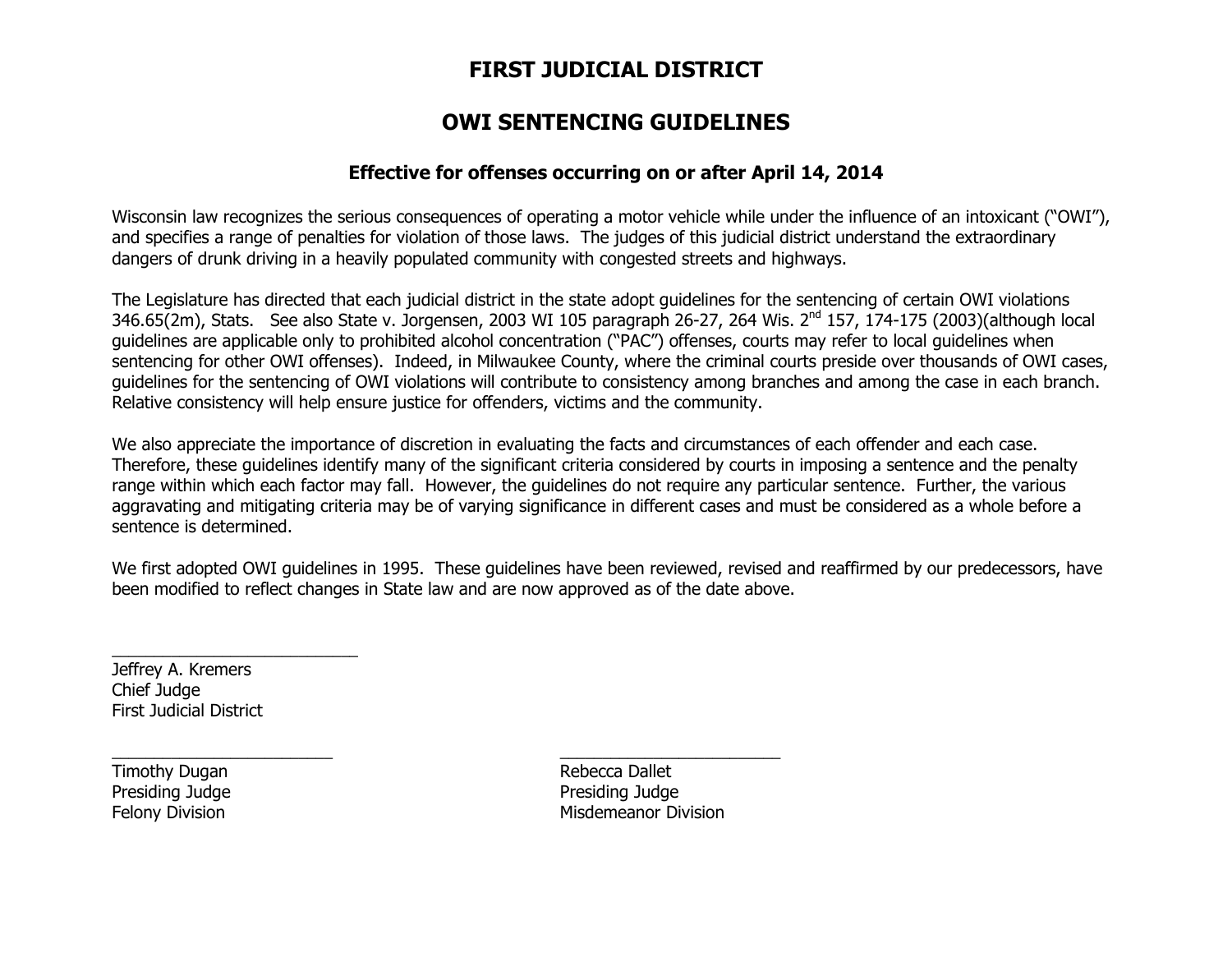# FIRST JUDICIAL DISTRICT

## OWI SENTENCING GUIDELINES

### Effective for offenses occurring on or after April 14, 2014

Wisconsin law recognizes the serious consequences of operating a motor vehicle while under the influence of an intoxicant ("OWI"), and specifies a range of penalties for violation of those laws. The judges of this judicial district understand the extraordinary dangers of drunk driving in a heavily populated community with congested streets and highways.

The Legislature has directed that each judicial district in the state adopt guidelines for the sentencing of certain OWI violations 346.65(2m), Stats. See also State v. Jorgensen, 2003 WI 105 paragraph 26-27, 264 Wis. 2nd 157, 174-175 (2003)(although local guidelines are applicable only to prohibited alcohol concentration ("PAC") offenses, courts may refer to local guidelines when sentencing for other OWI offenses). Indeed, in Milwaukee County, where the criminal courts preside over thousands of OWI cases, guidelines for the sentencing of OWI violations will contribute to consistency among branches and among the case in each branch. Relative consistency will help ensure justice for offenders, victims and the community.

We also appreciate the importance of discretion in evaluating the facts and circumstances of each offender and each case. Therefore, these guidelines identify many of the significant criteria considered by courts in imposing a sentence and the penalty range within which each factor may fall. However, the guidelines do not require any particular sentence. Further, the various aggravating and mitigating criteria may be of varying significance in different cases and must be considered as a whole before a sentence is determined.

We first adopted OWI guidelines in 1995. These guidelines have been reviewed, revised and reaffirmed by our predecessors, have been modified to reflect changes in State law and are now approved as of the date above.

\_\_\_\_\_\_\_\_\_\_\_\_\_\_\_\_\_\_\_\_\_\_\_\_\_\_\_\_

Jeffrey A. Kremers
Chief Judge
First Judicial District

\_\_\_\_\_\_\_\_\_\_\_\_\_\_\_\_\_\_\_\_\_\_\_\_\_\_\_\_

Timothy Dugan
Presiding Judge
Felony Division

\_\_\_\_\_\_\_\_\_\_\_\_\_\_\_\_\_\_\_\_\_\_\_\_\_\_\_\_

Rebecca Dallet
Presiding Judge
Misdemeanor Division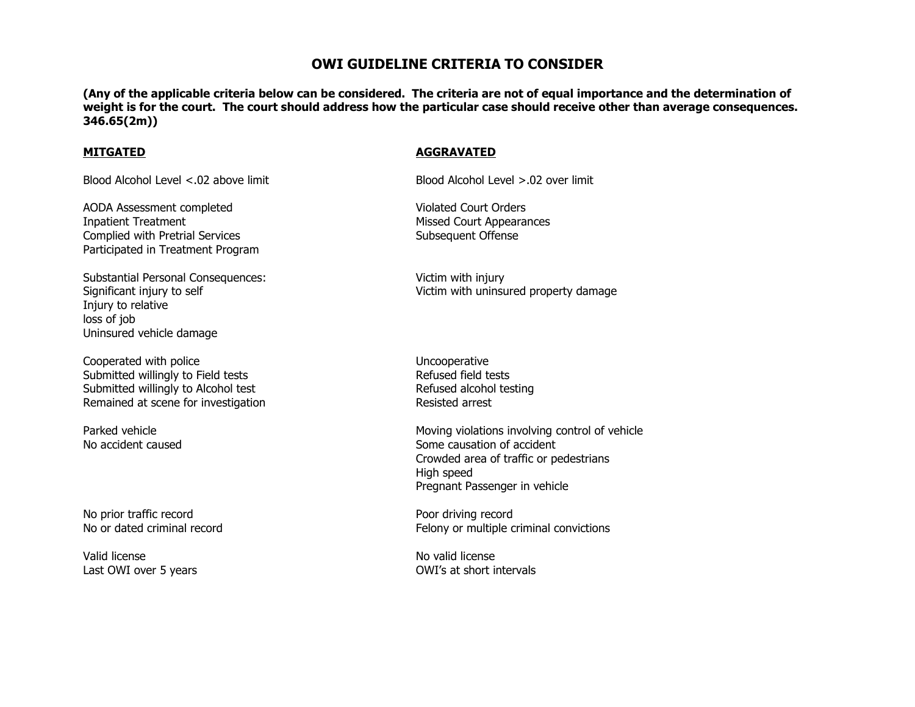# OWI GUIDELINE CRITERIA TO CONSIDER

**(Any of the applicable criteria below can be considered. The criteria are not of equal importance and the determination of weight is for the court. The court should address how the particular case should receive other than average consequences. 346.65(2m))**

| **MITGATED** | **AGGRAVATED** |
| --- | --- |
| Blood Alcohol Level <.02 above limit | Blood Alcohol Level >.02 over limit |
| AODA Assessment completed<br>Inpatient Treatment<br>Complied with Pretrial Services<br>Participated in Treatment Program | Violated Court Orders<br>Missed Court Appearances<br>Subsequent Offense |
| Substantial Personal Consequences:<br>Significant injury to self<br>Injury to relative<br>loss of job<br>Uninsured vehicle damage | Victim with injury<br>Victim with uninsured property damage |
| Cooperated with police<br>Submitted willingly to Field tests<br>Submitted willingly to Alcohol test<br>Remained at scene for investigation | Uncooperative<br>Refused field tests<br>Refused alcohol testing<br>Resisted arrest |
| Parked vehicle<br>No accident caused | Moving violations involving control of vehicle<br>Some causation of accident<br>Crowded area of traffic or pedestrians<br>High speed<br>Pregnant Passenger in vehicle |
| No prior traffic record<br>No or dated criminal record | Poor driving record<br>Felony or multiple criminal convictions |
| Valid license<br>Last OWI over 5 years | No valid license<br>OWI's at short intervals |